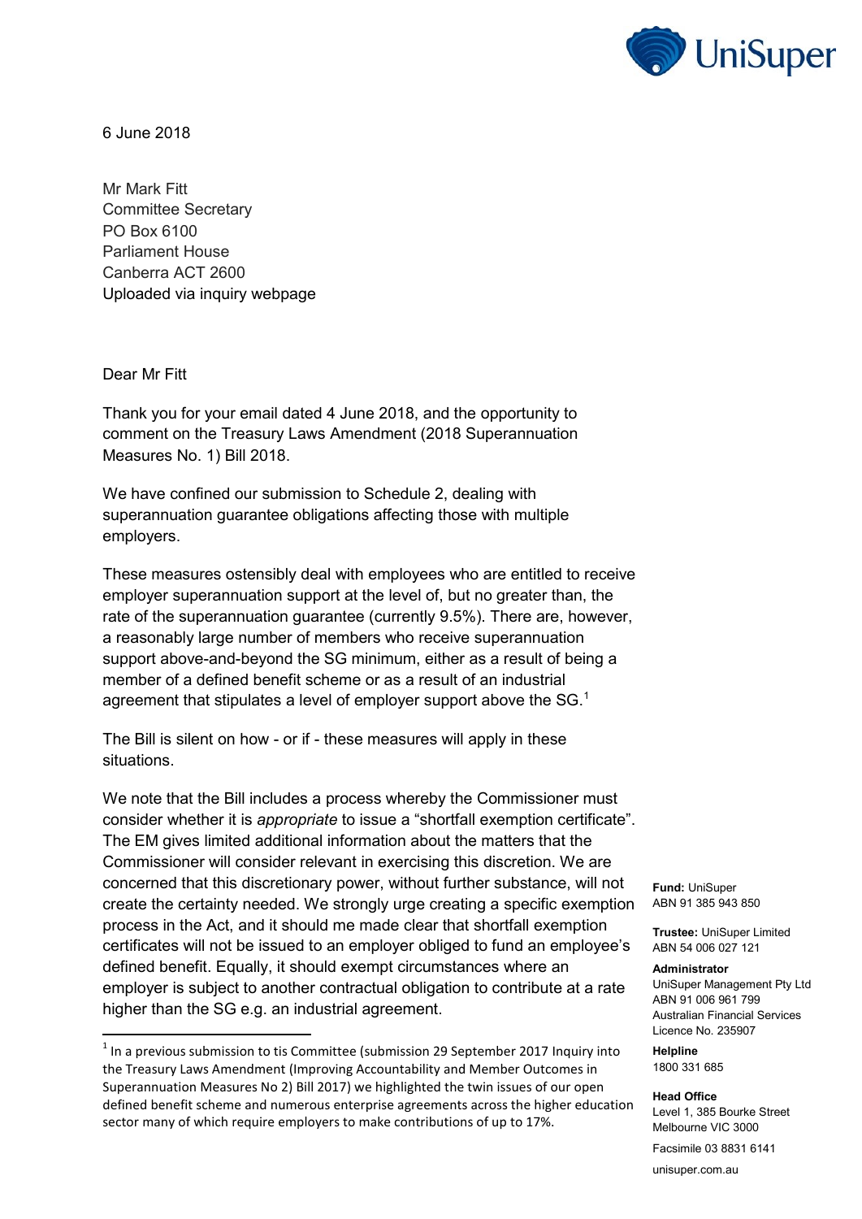UniSuper

6 June 2018

Mr Mark Fitt
Committee Secretary
PO Box 6100
Parliament House
Canberra ACT 2600
Uploaded via inquiry webpage

Dear Mr Fitt

Thank you for your email dated 4 June 2018, and the opportunity to comment on the Treasury Laws Amendment (2018 Superannuation Measures No. 1) Bill 2018.

We have confined our submission to Schedule 2, dealing with superannuation guarantee obligations affecting those with multiple employers.

These measures ostensibly deal with employees who are entitled to receive employer superannuation support at the level of, but no greater than, the rate of the superannuation guarantee (currently 9.5%). There are, however, a reasonably large number of members who receive superannuation support above-and-beyond the SG minimum, either as a result of being a member of a defined benefit scheme or as a result of an industrial agreement that stipulates a level of employer support above the SG.[1]

The Bill is silent on how - or if - these measures will apply in these situations.

We note that the Bill includes a process whereby the Commissioner must consider whether it is *appropriate* to issue a "shortfall exemption certificate". The EM gives limited additional information about the matters that the Commissioner will consider relevant in exercising this discretion. We are concerned that this discretionary power, without further substance, will not create the certainty needed. We strongly urge creating a specific exemption process in the Act, and it should me made clear that shortfall exemption certificates will not be issued to an employer obliged to fund an employee's defined benefit. Equally, it should exempt circumstances where an employer is subject to another contractual obligation to contribute at a rate higher than the SG e.g. an industrial agreement.

[1] In a previous submission to tis Committee (submission 29 September 2017 Inquiry into the Treasury Laws Amendment (Improving Accountability and Member Outcomes in Superannuation Measures No 2) Bill 2017) we highlighted the twin issues of our open defined benefit scheme and numerous enterprise agreements across the higher education sector many of which require employers to make contributions of up to 17%.

**Fund:** UniSuper
ABN 91 385 943 850

**Trustee:** UniSuper Limited
ABN 54 006 027 121

**Administrator**
UniSuper Management Pty Ltd
ABN 91 006 961 799
Australian Financial Services Licence No. 235907

**Helpline**
1800 331 685

**Head Office**
Level 1, 385 Bourke Street
Melbourne VIC 3000

Facsimile 03 8831 6141

unisuper.com.au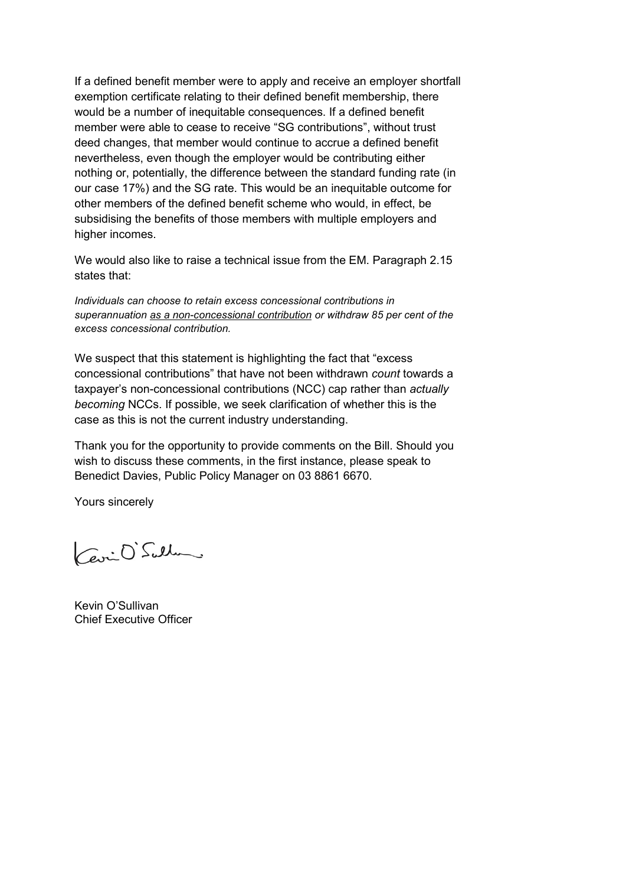If a defined benefit member were to apply and receive an employer shortfall exemption certificate relating to their defined benefit membership, there would be a number of inequitable consequences. If a defined benefit member were able to cease to receive "SG contributions", without trust deed changes, that member would continue to accrue a defined benefit nevertheless, even though the employer would be contributing either nothing or, potentially, the difference between the standard funding rate (in our case 17%) and the SG rate. This would be an inequitable outcome for other members of the defined benefit scheme who would, in effect, be subsidising the benefits of those members with multiple employers and higher incomes.

We would also like to raise a technical issue from the EM. Paragraph 2.15 states that:

*Individuals can choose to retain excess concessional contributions in superannuation <u>as a non-concessional contribution</u> or withdraw 85 per cent of the excess concessional contribution.*

We suspect that this statement is highlighting the fact that "excess concessional contributions" that have not been withdrawn *count* towards a taxpayer's non-concessional contributions (NCC) cap rather than *actually becoming* NCCs. If possible, we seek clarification of whether this is the case as this is not the current industry understanding.

Thank you for the opportunity to provide comments on the Bill. Should you wish to discuss these comments, in the first instance, please speak to Benedict Davies, Public Policy Manager on 03 8861 6670.

Yours sincerely

Kevin O'Sullivan
Chief Executive Officer